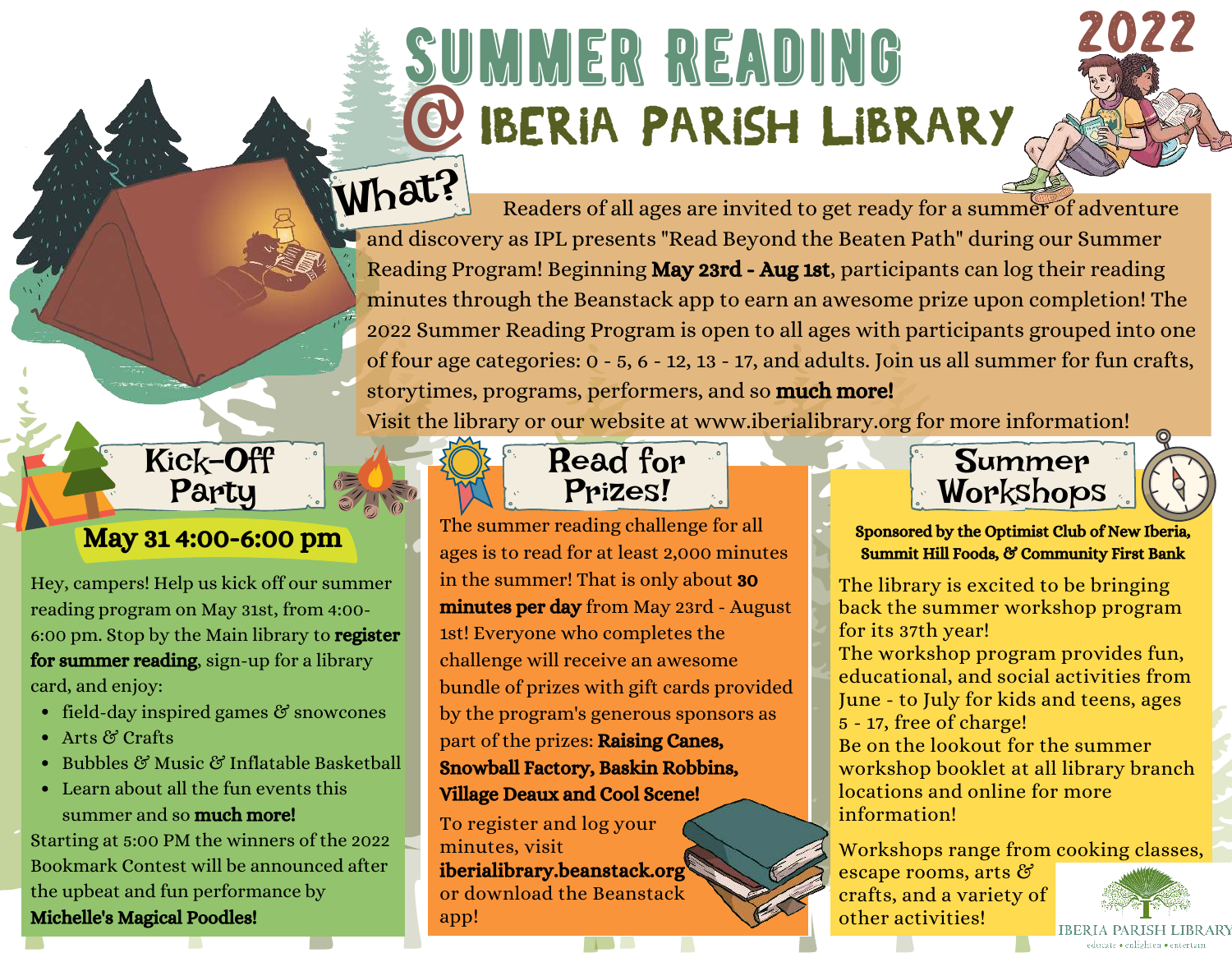# SUMMER READING @ IBERIA PARISH LIBRARY

## 2022

## What?

Readers of all ages are invited to get ready for a summer of adventure and discovery as IPL presents "Read Beyond the Beaten Path" during our Summer Reading Program! Beginning **May 23rd - Aug 1st**, participants can log their reading minutes through the Beanstack app to earn an awesome prize upon completion! The 2022 Summer Reading Program is open to all ages with participants grouped into one of four age categories: 0 - 5, 6 - 12, 13 - 17, and adults. Join us all summer for fun crafts, storytimes, programs, performers, and so **much more!**

Visit the library or our website at www.iberialibrary.org for more information!

## Kick-Off Party

**May 31 4:00-6:00 pm**

Hey, campers! Help us kick off our summer reading program on May 31st, from 4:00-6:00 pm. Stop by the Main library to **register for summer reading**, sign-up for a library card, and enjoy:

- field-day inspired games & snowcones
- Arts & Crafts
- Bubbles & Music & Inflatable Basketball
- Learn about all the fun events this summer and so **much more!**

Starting at 5:00 PM the winners of the 2022 Bookmark Contest will be announced after the upbeat and fun performance by **Michelle's Magical Poodles!**

## Read for Prizes!

The summer reading challenge for all ages is to read for at least 2,000 minutes in the summer! That is only about **30 minutes per day** from May 23rd - August 1st! Everyone who completes the challenge will receive an awesome bundle of prizes with gift cards provided by the program's generous sponsors as part of the prizes: **Raising Canes, Snowball Factory, Baskin Robbins, Village Deaux and Cool Scene!**

To register and log your minutes, visit **iberialibrary.beanstack.org** or download the Beanstack app!

## Summer Workshops

**Sponsored by the Optimist Club of New Iberia, Summit Hill Foods, & Community First Bank**

The library is excited to be bringing back the summer workshop program for its 37th year!

The workshop program provides fun, educational, and social activities from June - to July for kids and teens, ages 5 - 17, free of charge!

Be on the lookout for the summer workshop booklet at all library branch locations and online for more information!

Workshops range from cooking classes, escape rooms, arts & crafts, and a variety of other activities!

IBERIA PARISH LIBRARY
educate • enlighten • entertain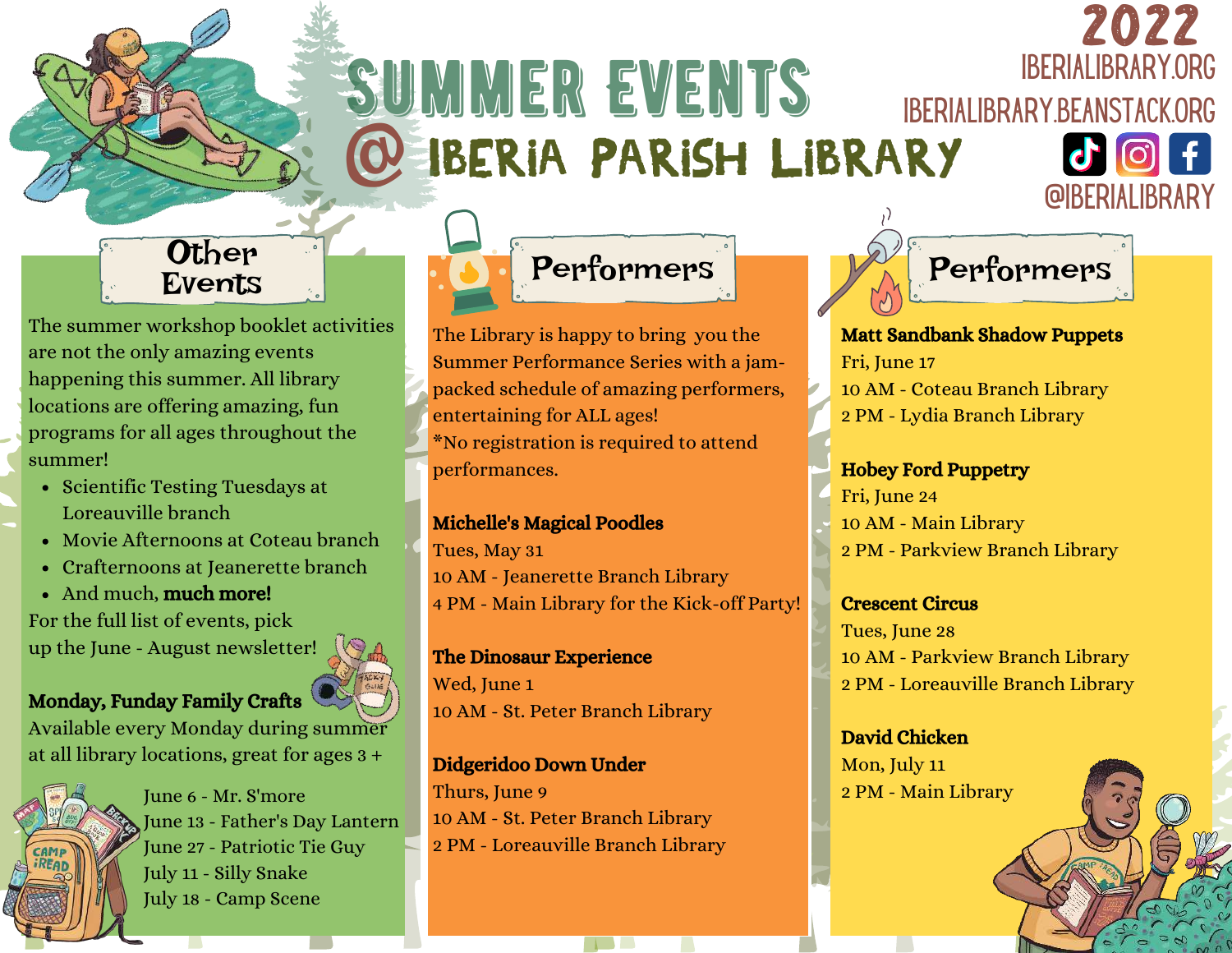# SUMMER EVENTS @ IBERIA PARISH LIBRARY

2022
IBERIALIBRARY.ORG
IBERIALIBRARY.BEANSTACK.ORG
@IBERIALIBRARY

## Other Events

The summer workshop booklet activities are not the only amazing events happening this summer. All library locations are offering amazing, fun programs for all ages throughout the summer!

- Scientific Testing Tuesdays at Loreauville branch
- Movie Afternoons at Coteau branch
- Crafternoons at Jeanerette branch
- And much, **much more!**

For the full list of events, pick up the June - August newsletter!

**Monday, Funday Family Crafts**
Available every Monday during summer at all library locations, great for ages 3 +

June 6 - Mr. S'more
June 13 - Father's Day Lantern
June 27 - Patriotic Tie Guy
July 11 - Silly Snake
July 18 - Camp Scene

## Performers

The Library is happy to bring you the Summer Performance Series with a jam-packed schedule of amazing performers, entertaining for ALL ages!
*No registration is required to attend performances.

**Michelle's Magical Poodles**
Tues, May 31
10 AM - Jeanerette Branch Library
4 PM - Main Library for the Kick-off Party!

**The Dinosaur Experience**
Wed, June 1
10 AM - St. Peter Branch Library

**Didgeridoo Down Under**
Thurs, June 9
10 AM - St. Peter Branch Library
2 PM - Loreauville Branch Library

## Performers

**Matt Sandbank Shadow Puppets**
Fri, June 17
10 AM - Coteau Branch Library
2 PM - Lydia Branch Library

**Hobey Ford Puppetry**
Fri, June 24
10 AM - Main Library
2 PM - Parkview Branch Library

**Crescent Circus**
Tues, June 28
10 AM - Parkview Branch Library
2 PM - Loreauville Branch Library

**David Chicken**
Mon, July 11
2 PM - Main Library